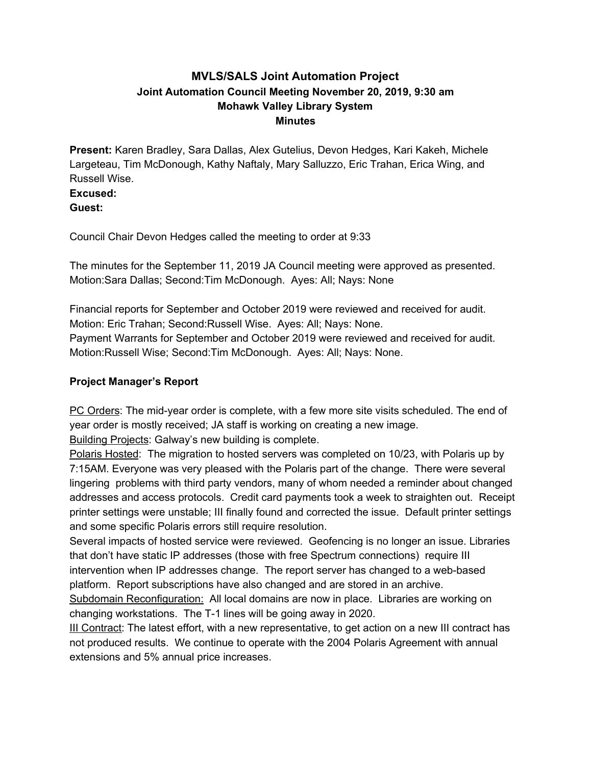# MVLS/SALS Joint Automation Project
## Joint Automation Council Meeting November 20, 2019, 9:30 am
## Mohawk Valley Library System
## Minutes

**Present:** Karen Bradley, Sara Dallas, Alex Gutelius, Devon Hedges, Kari Kakeh, Michele Largeteau, Tim McDonough, Kathy Naftaly, Mary Salluzzo, Eric Trahan, Erica Wing, and Russell Wise.
**Excused:**
**Guest:**

Council Chair Devon Hedges called the meeting to order at 9:33

The minutes for the September 11, 2019 JA Council meeting were approved as presented. Motion:Sara Dallas; Second:Tim McDonough. Ayes: All; Nays: None

Financial reports for September and October 2019 were reviewed and received for audit. Motion: Eric Trahan; Second:Russell Wise. Ayes: All; Nays: None.
Payment Warrants for September and October 2019 were reviewed and received for audit. Motion:Russell Wise; Second:Tim McDonough. Ayes: All; Nays: None.

**Project Manager's Report**

<u>PC Orders</u>: The mid-year order is complete, with a few more site visits scheduled. The end of year order is mostly received; JA staff is working on creating a new image.
<u>Building Projects</u>: Galway's new building is complete.
<u>Polaris Hosted</u>: The migration to hosted servers was completed on 10/23, with Polaris up by 7:15AM. Everyone was very pleased with the Polaris part of the change. There were several lingering problems with third party vendors, many of whom needed a reminder about changed addresses and access protocols. Credit card payments took a week to straighten out. Receipt printer settings were unstable; III finally found and corrected the issue. Default printer settings and some specific Polaris errors still require resolution.
Several impacts of hosted service were reviewed. Geofencing is no longer an issue. Libraries that don't have static IP addresses (those with free Spectrum connections) require III intervention when IP addresses change. The report server has changed to a web-based platform. Report subscriptions have also changed and are stored in an archive.
<u>Subdomain Reconfiguration:</u> All local domains are now in place. Libraries are working on changing workstations. The T-1 lines will be going away in 2020.
<u>III Contract</u>: The latest effort, with a new representative, to get action on a new III contract has not produced results. We continue to operate with the 2004 Polaris Agreement with annual extensions and 5% annual price increases.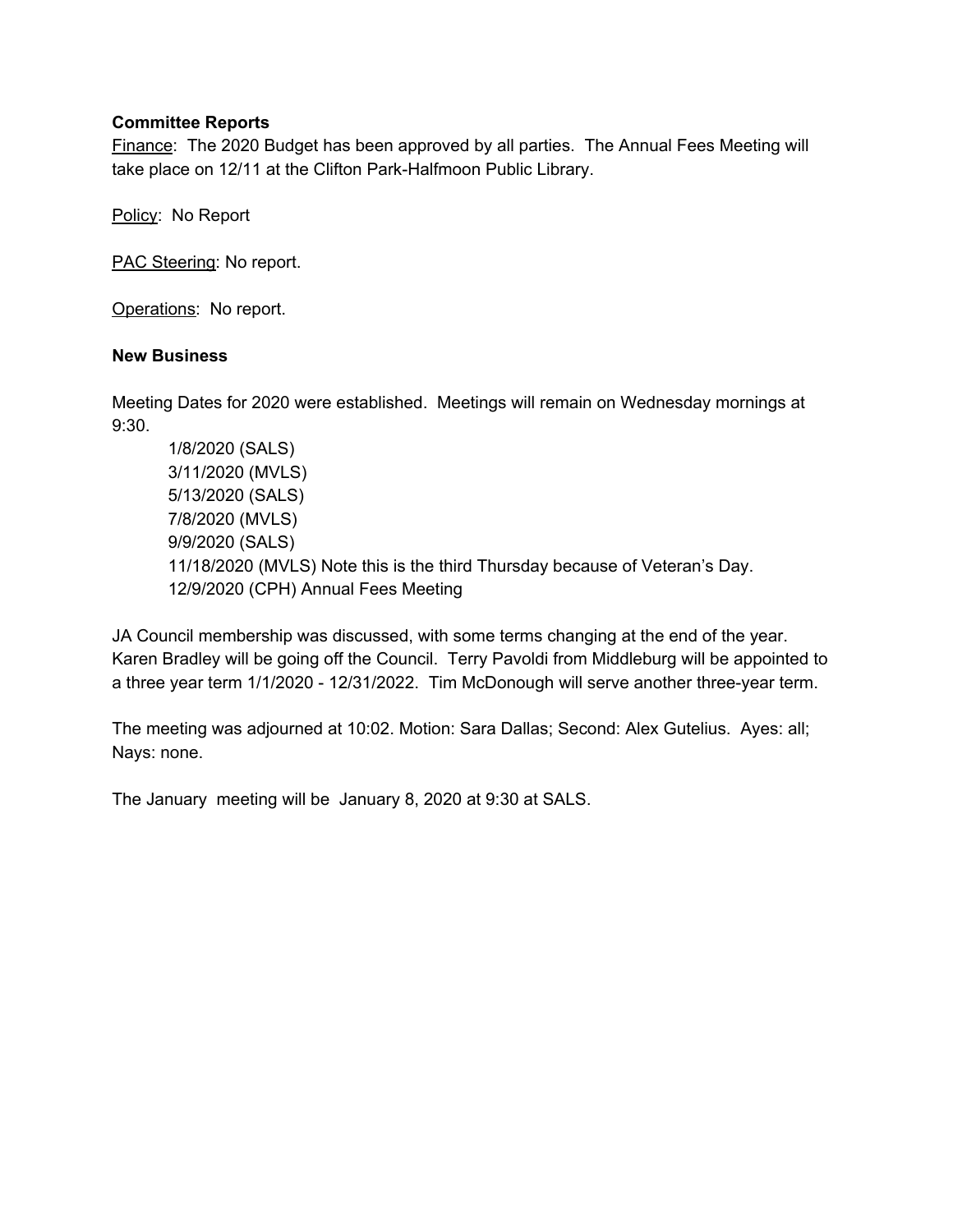**Committee Reports**

Finance: The 2020 Budget has been approved by all parties. The Annual Fees Meeting will take place on 12/11 at the Clifton Park-Halfmoon Public Library.

Policy: No Report

PAC Steering: No report.

Operations: No report.

**New Business**

Meeting Dates for 2020 were established. Meetings will remain on Wednesday mornings at 9:30.

- 1/8/2020 (SALS)
- 3/11/2020 (MVLS)
- 5/13/2020 (SALS)
- 7/8/2020 (MVLS)
- 9/9/2020 (SALS)
- 11/18/2020 (MVLS) Note this is the third Thursday because of Veteran's Day.
- 12/9/2020 (CPH) Annual Fees Meeting

JA Council membership was discussed, with some terms changing at the end of the year. Karen Bradley will be going off the Council. Terry Pavoldi from Middleburg will be appointed to a three year term 1/1/2020 - 12/31/2022. Tim McDonough will serve another three-year term.

The meeting was adjourned at 10:02. Motion: Sara Dallas; Second: Alex Gutelius. Ayes: all; Nays: none.

The January meeting will be January 8, 2020 at 9:30 at SALS.